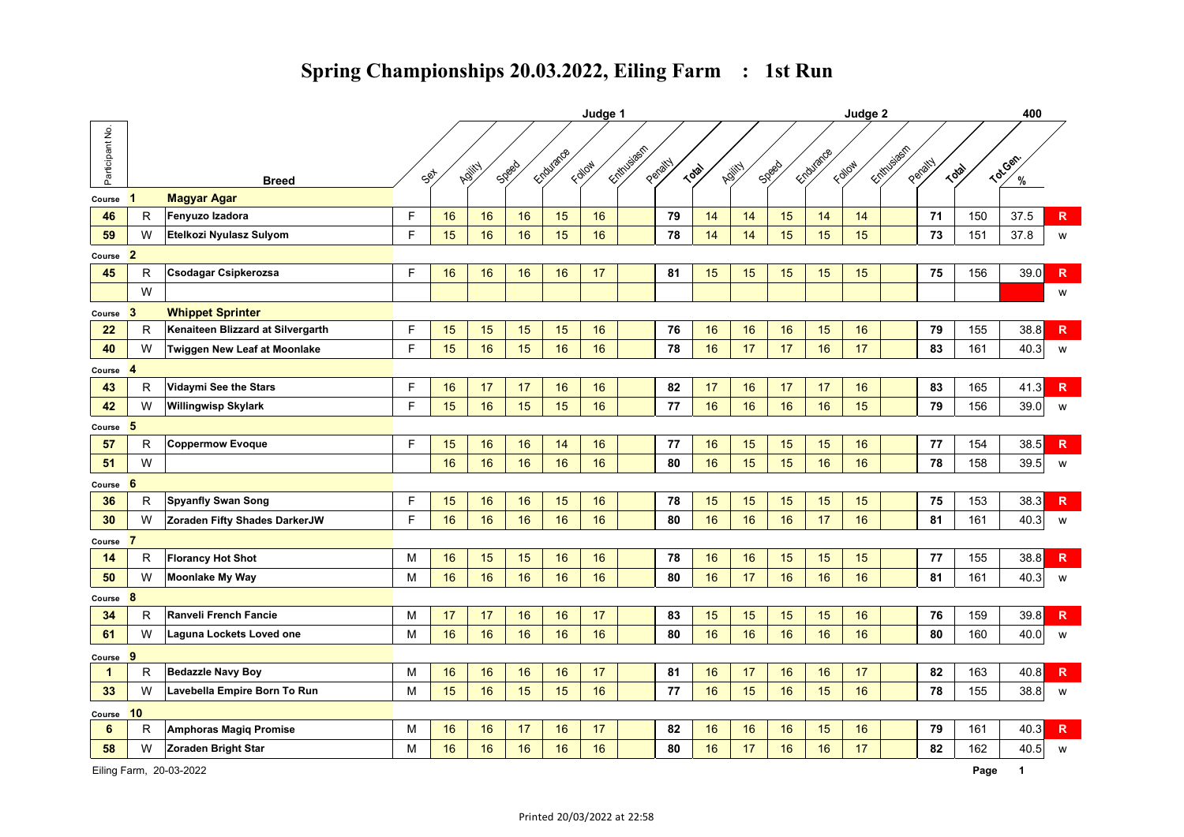# Spring Championships 20.03.2022, Eiling Farm : 1st Run

| Participant No. | | Breed | Sex | Judge 1 Agility | Judge 1 Speed | Judge 1 Endurance | Judge 1 Follow | Judge 1 Enthusiasm | Judge 1 Penalty | Judge 1 Total | Judge 2 Agility | Judge 2 Speed | Judge 2 Endurance | Judge 2 Follow | Judge 2 Enthusiasm | Judge 2 Penalty | Judge 2 Total | Tot.Gen. (400) | % | |
|---|---|---|---|---|---|---|---|---|---|---|---|---|---|---|---|---|---|---|---|---|
| Course 1 | | **Magyar Agar** | | | | | | | | | | | | | | | | | | |
| 46 | R | Fenyuzo Izadora | F | 16 | 16 | 16 | 15 | 16 | | 79 | 14 | 14 | 15 | 14 | 14 | | 71 | 150 | 37.5 | R |
| 59 | W | Etelkozi Nyulasz Sulyom | F | 15 | 16 | 16 | 15 | 16 | | 78 | 14 | 14 | 15 | 15 | 15 | | 73 | 151 | 37.8 | w |
| Course 2 | | | | | | | | | | | | | | | | | | | | |
| 45 | R | Csodagar Csipkerozsa | F | 16 | 16 | 16 | 16 | 17 | | 81 | 15 | 15 | 15 | 15 | 15 | | 75 | 156 | 39.0 | R |
| | W | | | | | | | | | | | | | | | | | | | w |
| Course 3 | | **Whippet Sprinter** | | | | | | | | | | | | | | | | | | |
| 22 | R | Kenaiteen Blizzard at Silvergarth | F | 15 | 15 | 15 | 15 | 16 | | 76 | 16 | 16 | 16 | 15 | 16 | | 79 | 155 | 38.8 | R |
| 40 | W | Twiggen New Leaf at Moonlake | F | 15 | 16 | 15 | 16 | 16 | | 78 | 16 | 17 | 17 | 16 | 17 | | 83 | 161 | 40.3 | w |
| Course 4 | | | | | | | | | | | | | | | | | | | | |
| 43 | R | Vidaymi See the Stars | F | 16 | 17 | 17 | 16 | 16 | | 82 | 17 | 16 | 17 | 17 | 16 | | 83 | 165 | 41.3 | R |
| 42 | W | Willingwisp Skylark | F | 15 | 16 | 15 | 15 | 16 | | 77 | 16 | 16 | 16 | 16 | 15 | | 79 | 156 | 39.0 | w |
| Course 5 | | | | | | | | | | | | | | | | | | | | |
| 57 | R | Coppermow Evoque | F | 15 | 16 | 16 | 14 | 16 | | 77 | 16 | 15 | 15 | 15 | 16 | | 77 | 154 | 38.5 | R |
| 51 | W | | | 16 | 16 | 16 | 16 | 16 | | 80 | 16 | 15 | 15 | 16 | 16 | | 78 | 158 | 39.5 | w |
| Course 6 | | | | | | | | | | | | | | | | | | | | |
| 36 | R | Spyanfly Swan Song | F | 15 | 16 | 16 | 15 | 16 | | 78 | 15 | 15 | 15 | 15 | 15 | | 75 | 153 | 38.3 | R |
| 30 | W | Zoraden Fifty Shades DarkerJW | F | 16 | 16 | 16 | 16 | 16 | | 80 | 16 | 16 | 16 | 17 | 16 | | 81 | 161 | 40.3 | w |
| Course 7 | | | | | | | | | | | | | | | | | | | | |
| 14 | R | Florancy Hot Shot | M | 16 | 15 | 15 | 16 | 16 | | 78 | 16 | 16 | 15 | 15 | 15 | | 77 | 155 | 38.8 | R |
| 50 | W | Moonlake My Way | M | 16 | 16 | 16 | 16 | 16 | | 80 | 16 | 17 | 16 | 16 | 16 | | 81 | 161 | 40.3 | w |
| Course 8 | | | | | | | | | | | | | | | | | | | | |
| 34 | R | Ranveli French Fancie | M | 17 | 17 | 16 | 16 | 17 | | 83 | 15 | 15 | 15 | 15 | 16 | | 76 | 159 | 39.8 | R |
| 61 | W | Laguna Lockets Loved one | M | 16 | 16 | 16 | 16 | 16 | | 80 | 16 | 16 | 16 | 16 | 16 | | 80 | 160 | 40.0 | w |
| Course 9 | | | | | | | | | | | | | | | | | | | | |
| 1 | R | Bedazzle Navy Boy | M | 16 | 16 | 16 | 16 | 17 | | 81 | 16 | 17 | 16 | 16 | 17 | | 82 | 163 | 40.8 | R |
| 33 | W | Lavebella Empire Born To Run | M | 15 | 16 | 15 | 15 | 16 | | 77 | 16 | 15 | 16 | 15 | 16 | | 78 | 155 | 38.8 | w |
| Course 10 | | | | | | | | | | | | | | | | | | | | |
| 6 | R | Amphoras Magiq Promise | M | 16 | 16 | 17 | 16 | 17 | | 82 | 16 | 16 | 16 | 15 | 16 | | 79 | 161 | 40.3 | R |
| 58 | W | Zoraden Bright Star | M | 16 | 16 | 16 | 16 | 16 | | 80 | 16 | 17 | 16 | 16 | 17 | | 82 | 162 | 40.5 | w |

Eiling Farm, 20-03-2022

Printed 20/03/2022 at 22:58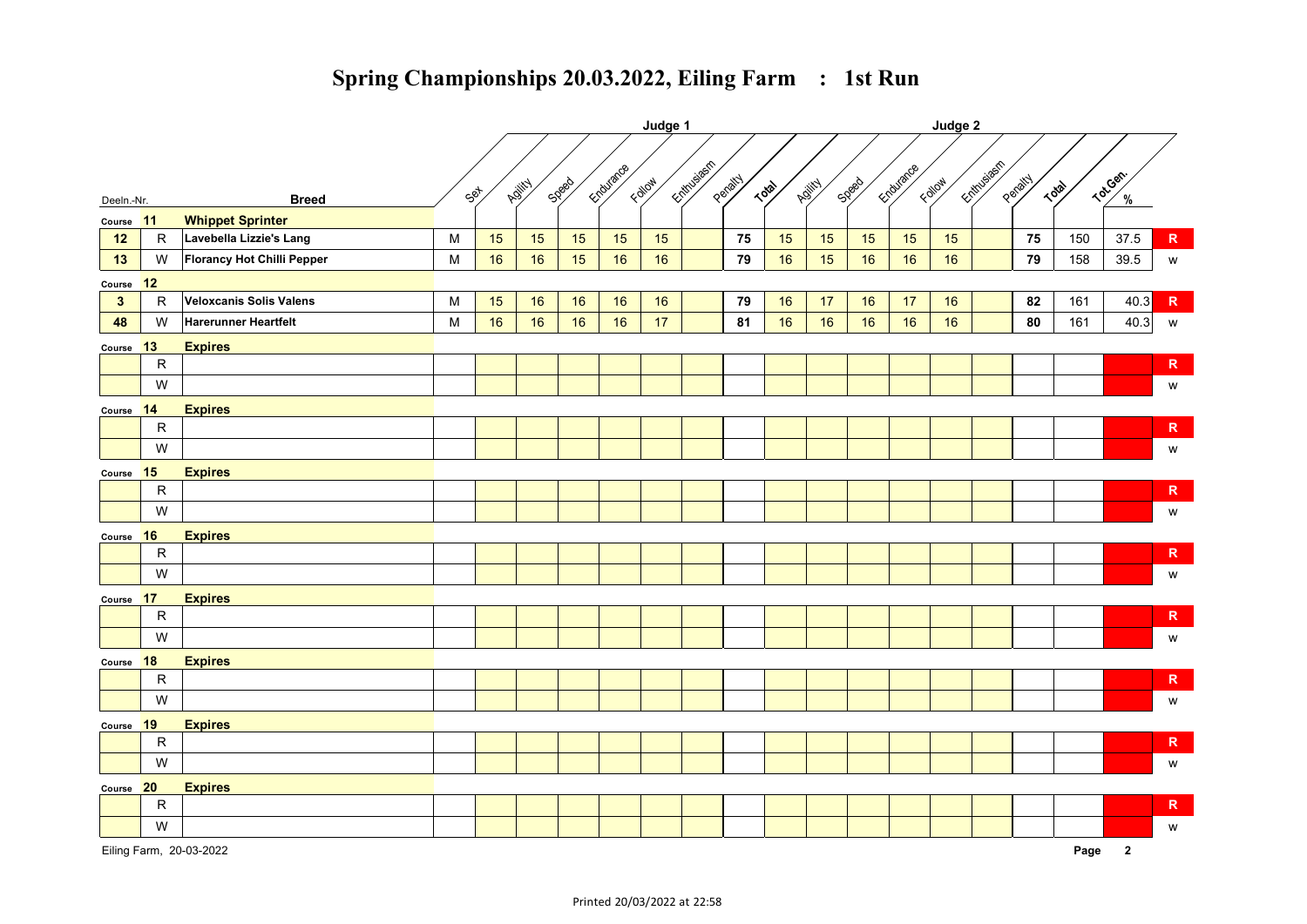# Spring Championships 20.03.2022, Eiling Farm : 1st Run

| Deeln.-Nr. | | Breed | Sex | Judge 1 Agility | Speed | Endurance | Follow | Enthusiasm | Penalty | Total | Judge 2 Agility | Speed | Endurance | Follow | Enthusiasm | Penalty | Total | Tot.Gen. | % | |
|---|---|---|---|---|---|---|---|---|---|---|---|---|---|---|---|---|---|---|---|---|
| Course 11 | | **Whippet Sprinter** | | | | | | | | | | | | | | | | | | |
| 12 | R | Lavebella Lizzie's Lang | M | 15 | 15 | 15 | 15 | 15 | | 75 | 15 | 15 | 15 | 15 | 15 | | 75 | 150 | 37.5 | R |
| 13 | W | Florancy Hot Chilli Pepper | M | 16 | 16 | 15 | 16 | 16 | | 79 | 16 | 15 | 16 | 16 | 16 | | 79 | 158 | 39.5 | w |
| Course 12 | | | | | | | | | | | | | | | | | | | | |
| 3 | R | Veloxcanis Solis Valens | M | 15 | 16 | 16 | 16 | 16 | | 79 | 16 | 17 | 16 | 17 | 16 | | 82 | 161 | 40.3 | R |
| 48 | W | Harerunner Heartfelt | M | 16 | 16 | 16 | 16 | 17 | | 81 | 16 | 16 | 16 | 16 | 16 | | 80 | 161 | 40.3 | w |
| Course 13 | | **Expires** | | | | | | | | | | | | | | | | | | |
| | R | | | | | | | | | | | | | | | | | | | R |
| | W | | | | | | | | | | | | | | | | | | | w |
| Course 14 | | **Expires** | | | | | | | | | | | | | | | | | | |
| | R | | | | | | | | | | | | | | | | | | | R |
| | W | | | | | | | | | | | | | | | | | | | w |
| Course 15 | | **Expires** | | | | | | | | | | | | | | | | | | |
| | R | | | | | | | | | | | | | | | | | | | R |
| | W | | | | | | | | | | | | | | | | | | | w |
| Course 16 | | **Expires** | | | | | | | | | | | | | | | | | | |
| | R | | | | | | | | | | | | | | | | | | | R |
| | W | | | | | | | | | | | | | | | | | | | w |
| Course 17 | | **Expires** | | | | | | | | | | | | | | | | | | |
| | R | | | | | | | | | | | | | | | | | | | R |
| | W | | | | | | | | | | | | | | | | | | | w |
| Course 18 | | **Expires** | | | | | | | | | | | | | | | | | | |
| | R | | | | | | | | | | | | | | | | | | | R |
| | W | | | | | | | | | | | | | | | | | | | w |
| Course 19 | | **Expires** | | | | | | | | | | | | | | | | | | |
| | R | | | | | | | | | | | | | | | | | | | R |
| | W | | | | | | | | | | | | | | | | | | | w |
| Course 20 | | **Expires** | | | | | | | | | | | | | | | | | | |
| | R | | | | | | | | | | | | | | | | | | | R |
| | W | | | | | | | | | | | | | | | | | | | w |

Eiling Farm, 20-03-2022

Printed 20/03/2022 at 22:58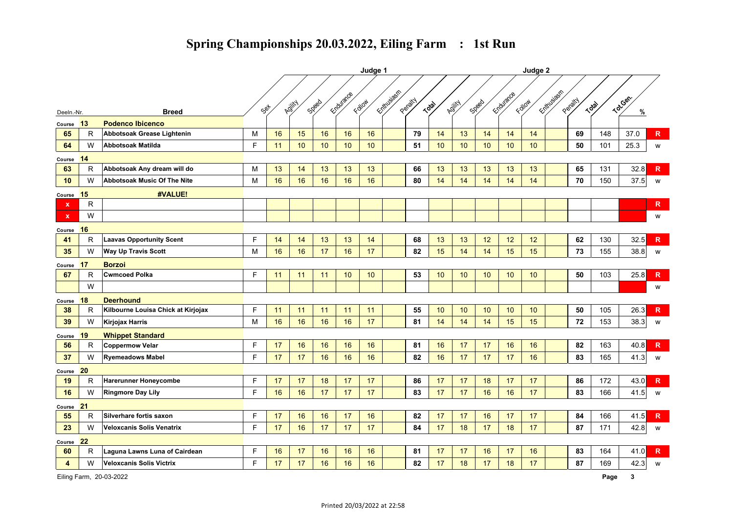# Spring Championships 20.03.2022, Eiling Farm : 1st Run

| Deeln.-Nr. | | Breed | Sex | Judge 1 Agility | Speed | Endurance | Follow | Enthusiasm | Penalty | Total | Judge 2 Agility | Speed | Endurance | Follow | Enthusiasm | Penalty | Total | Tot.Gen. | % | |
|---|---|---|---|---|---|---|---|---|---|---|---|---|---|---|---|---|---|---|---|---|
| Course 13 | | **Podenco Ibicenco** | | | | | | | | | | | | | | | | | | |
| 65 | R | Abbotsoak Grease Lightenin | M | 16 | 15 | 16 | 16 | 16 | | 79 | 14 | 13 | 14 | 14 | 14 | | 69 | 148 | 37.0 | R |
| 64 | W | Abbotsoak Matilda | F | 11 | 10 | 10 | 10 | 10 | | 51 | 10 | 10 | 10 | 10 | 10 | | 50 | 101 | 25.3 | w |
| Course 14 | | | | | | | | | | | | | | | | | | | | |
| 63 | R | Abbotsoak Any dream will do | M | 13 | 14 | 13 | 13 | 13 | | 66 | 13 | 13 | 13 | 13 | 13 | | 65 | 131 | 32.8 | R |
| 10 | W | Abbotsoak Music Of The Nite | M | 16 | 16 | 16 | 16 | 16 | | 80 | 14 | 14 | 14 | 14 | 14 | | 70 | 150 | 37.5 | w |
| Course 15 | | **#VALUE!** | | | | | | | | | | | | | | | | | | |
| x | R | | | | | | | | | | | | | | | | | | | R |
| x | W | | | | | | | | | | | | | | | | | | | w |
| Course 16 | | | | | | | | | | | | | | | | | | | | |
| 41 | R | Laavas Opportunity Scent | F | 14 | 14 | 13 | 13 | 14 | | 68 | 13 | 13 | 12 | 12 | 12 | | 62 | 130 | 32.5 | R |
| 35 | W | Way Up Travis Scott | M | 16 | 16 | 17 | 16 | 17 | | 82 | 15 | 14 | 14 | 15 | 15 | | 73 | 155 | 38.8 | w |
| Course 17 | | **Borzoi** | | | | | | | | | | | | | | | | | | |
| 67 | R | Cwmcoed Polka | F | 11 | 11 | 11 | 10 | 10 | | 53 | 10 | 10 | 10 | 10 | 10 | | 50 | 103 | 25.8 | R |
| | W | | | | | | | | | | | | | | | | | | | w |
| Course 18 | | **Deerhound** | | | | | | | | | | | | | | | | | | |
| 38 | R | Kilbourne Louisa Chick at Kirjojax | F | 11 | 11 | 11 | 11 | 11 | | 55 | 10 | 10 | 10 | 10 | 10 | | 50 | 105 | 26.3 | R |
| 39 | W | Kirjojax Harris | M | 16 | 16 | 16 | 16 | 17 | | 81 | 14 | 14 | 14 | 15 | 15 | | 72 | 153 | 38.3 | w |
| Course 19 | | **Whippet Standard** | | | | | | | | | | | | | | | | | | |
| 56 | R | Coppermow Velar | F | 17 | 16 | 16 | 16 | 16 | | 81 | 16 | 17 | 17 | 16 | 16 | | 82 | 163 | 40.8 | R |
| 37 | W | Ryemeadows Mabel | F | 17 | 17 | 16 | 16 | 16 | | 82 | 16 | 17 | 17 | 17 | 16 | | 83 | 165 | 41.3 | w |
| Course 20 | | | | | | | | | | | | | | | | | | | | |
| 19 | R | Harerunner Honeycombe | F | 17 | 17 | 18 | 17 | 17 | | 86 | 17 | 17 | 18 | 17 | 17 | | 86 | 172 | 43.0 | R |
| 16 | W | Ringmore Day Lily | F | 16 | 16 | 17 | 17 | 17 | | 83 | 17 | 17 | 16 | 16 | 17 | | 83 | 166 | 41.5 | w |
| Course 21 | | | | | | | | | | | | | | | | | | | | |
| 55 | R | Silverhare fortis saxon | F | 17 | 16 | 16 | 17 | 16 | | 82 | 17 | 17 | 16 | 17 | 17 | | 84 | 166 | 41.5 | R |
| 23 | W | Veloxcanis Solis Venatrix | F | 17 | 16 | 17 | 17 | 17 | | 84 | 17 | 18 | 17 | 18 | 17 | | 87 | 171 | 42.8 | w |
| Course 22 | | | | | | | | | | | | | | | | | | | | |
| 60 | R | Laguna Lawns Luna of Cairdean | F | 16 | 17 | 16 | 16 | 16 | | 81 | 17 | 17 | 16 | 17 | 16 | | 83 | 164 | 41.0 | R |
| 4 | W | Veloxcanis Solis Victrix | F | 17 | 17 | 16 | 16 | 16 | | 82 | 17 | 18 | 17 | 18 | 17 | | 87 | 169 | 42.3 | w |

Eiling Farm, 20-03-2022

Printed 20/03/2022 at 22:58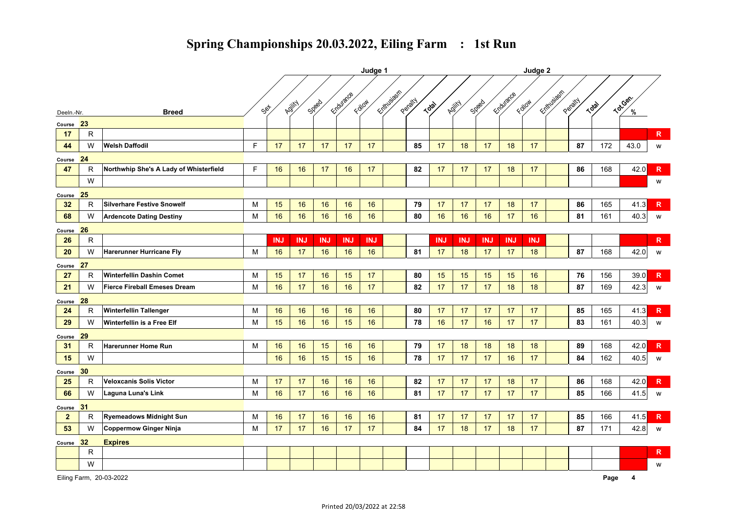# Spring Championships 20.03.2022, Eiling Farm : 1st Run

| Deeln.-Nr. | | Breed | Sex | Judge 1 Agility | Speed | Endurance | Follow | Enthusiasm | Penalty | Total | Judge 2 Agility | Speed | Endurance | Follow | Enthusiasm | Penalty | Total | Tot.Gen. | % | |
|---|---|---|---|---|---|---|---|---|---|---|---|---|---|---|---|---|---|---|---|---|
| Course 23 | | | | | | | | | | | | | | | | | | | | |
| 17 | R | | | | | | | | | | | | | | | | | | | R |
| 44 | W | Welsh Daffodil | F | 17 | 17 | 17 | 17 | 17 | | 85 | 17 | 18 | 17 | 18 | 17 | | 87 | 172 | 43.0 | w |
| Course 24 | | | | | | | | | | | | | | | | | | | | |
| 47 | R | Northwhip She's A Lady of Whisterfield | F | 16 | 16 | 17 | 16 | 17 | | 82 | 17 | 17 | 17 | 18 | 17 | | 86 | 168 | 42.0 | R |
| | W | | | | | | | | | | | | | | | | | | | w |
| Course 25 | | | | | | | | | | | | | | | | | | | | |
| 32 | R | Silverhare Festive Snowelf | M | 15 | 16 | 16 | 16 | 16 | | 79 | 17 | 17 | 17 | 18 | 17 | | 86 | 165 | 41.3 | R |
| 68 | W | Ardencote Dating Destiny | M | 16 | 16 | 16 | 16 | 16 | | 80 | 16 | 16 | 16 | 17 | 16 | | 81 | 161 | 40.3 | w |
| Course 26 | | | | | | | | | | | | | | | | | | | | |
| 26 | R | | | INJ | INJ | INJ | INJ | INJ | | | INJ | INJ | INJ | INJ | INJ | | | | | R |
| 20 | W | Harerunner Hurricane Fly | M | 16 | 17 | 16 | 16 | 16 | | 81 | 17 | 18 | 17 | 17 | 18 | | 87 | 168 | 42.0 | w |
| Course 27 | | | | | | | | | | | | | | | | | | | | |
| 27 | R | Winterfellin Dashin Comet | M | 15 | 17 | 16 | 15 | 17 | | 80 | 15 | 15 | 15 | 15 | 16 | | 76 | 156 | 39.0 | R |
| 21 | W | Fierce Fireball Emeses Dream | M | 16 | 17 | 16 | 16 | 17 | | 82 | 17 | 17 | 17 | 18 | 18 | | 87 | 169 | 42.3 | w |
| Course 28 | | | | | | | | | | | | | | | | | | | | |
| 24 | R | Winterfellin Tallenger | M | 16 | 16 | 16 | 16 | 16 | | 80 | 17 | 17 | 17 | 17 | 17 | | 85 | 165 | 41.3 | R |
| 29 | W | Winterfellin is a Free Elf | M | 15 | 16 | 16 | 15 | 16 | | 78 | 16 | 17 | 16 | 17 | 17 | | 83 | 161 | 40.3 | w |
| Course 29 | | | | | | | | | | | | | | | | | | | | |
| 31 | R | Harerunner Home Run | M | 16 | 16 | 15 | 16 | 16 | | 79 | 17 | 18 | 18 | 18 | 18 | | 89 | 168 | 42.0 | R |
| 15 | W | | | 16 | 16 | 15 | 15 | 16 | | 78 | 17 | 17 | 17 | 16 | 17 | | 84 | 162 | 40.5 | w |
| Course 30 | | | | | | | | | | | | | | | | | | | | |
| 25 | R | Veloxcanis Solis Victor | M | 17 | 17 | 16 | 16 | 16 | | 82 | 17 | 17 | 17 | 18 | 17 | | 86 | 168 | 42.0 | R |
| 66 | W | Laguna Luna's Link | M | 16 | 17 | 16 | 16 | 16 | | 81 | 17 | 17 | 17 | 17 | 17 | | 85 | 166 | 41.5 | w |
| Course 31 | | | | | | | | | | | | | | | | | | | | |
| 2 | R | Ryemeadows Midnight Sun | M | 16 | 17 | 16 | 16 | 16 | | 81 | 17 | 17 | 17 | 17 | 17 | | 85 | 166 | 41.5 | R |
| 53 | W | Coppermow Ginger Ninja | M | 17 | 17 | 16 | 17 | 17 | | 84 | 17 | 18 | 17 | 18 | 17 | | 87 | 171 | 42.8 | w |
| Course 32 | | Expires | | | | | | | | | | | | | | | | | | |
| | R | | | | | | | | | | | | | | | | | | | R |
| | W | | | | | | | | | | | | | | | | | | | w |

Eiling Farm, 20-03-2022

Printed 20/03/2022 at 22:58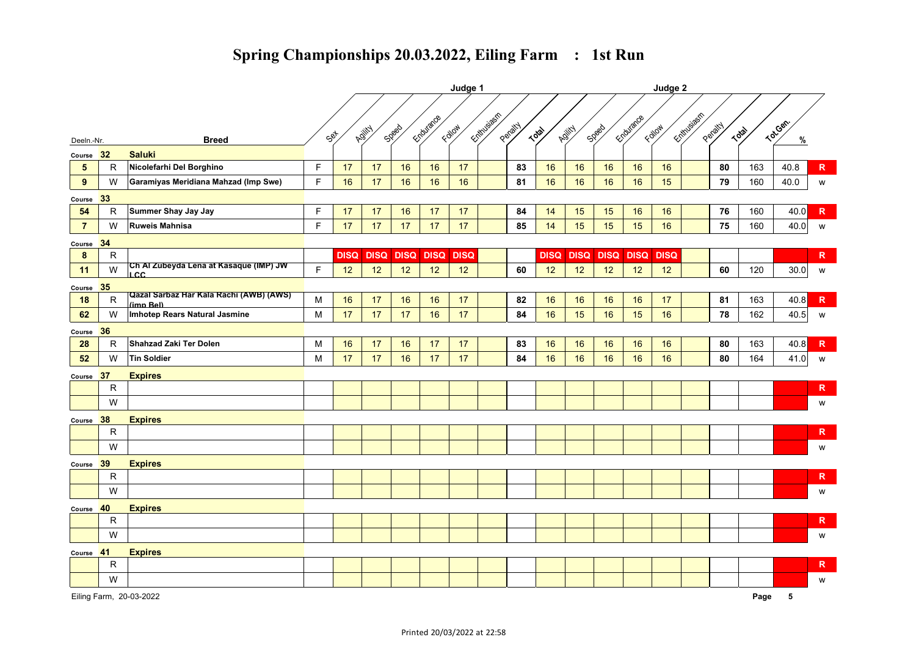# Spring Championships 20.03.2022, Eiling Farm : 1st Run

| Deeln.-Nr. | | Breed | Sex | Judge 1 Agility | Speed | Endurance | Follow | Enthusiasm | Penalty | Total | Judge 2 Agility | Speed | Endurance | Follow | Enthusiasm | Penalty | Total | Tot.Gen. | % | |
|---|---|---|---|---|---|---|---|---|---|---|---|---|---|---|---|---|---|---|---|---|
| Course 32 | | **Saluki** | | | | | | | | | | | | | | | | | | |
| 5 | R | Nicolefarhi Del Borghino | F | 17 | 17 | 16 | 16 | 17 | | 83 | 16 | 16 | 16 | 16 | 16 | | 80 | 163 | 40.8 | R |
| 9 | W | Garamiyas Meridiana Mahzad (Imp Swe) | F | 16 | 17 | 16 | 16 | 16 | | 81 | 16 | 16 | 16 | 16 | 15 | | 79 | 160 | 40.0 | w |
| Course 33 | | | | | | | | | | | | | | | | | | | | |
| 54 | R | Summer Shay Jay Jay | F | 17 | 17 | 16 | 17 | 17 | | 84 | 14 | 15 | 15 | 16 | 16 | | 76 | 160 | 40.0 | R |
| 7 | W | Ruweis Mahnisa | F | 17 | 17 | 17 | 17 | 17 | | 85 | 14 | 15 | 15 | 15 | 16 | | 75 | 160 | 40.0 | w |
| Course 34 | | | | | | | | | | | | | | | | | | | | |
| 8 | R | | | DISQ | DISQ | DISQ | DISQ | DISQ | | | DISQ | DISQ | DISQ | DISQ | DISQ | | | | | R |
| 11 | W | Ch Al Zubeyda Lena at Kasaque (IMP) JW LCC | F | 12 | 12 | 12 | 12 | 12 | | 60 | 12 | 12 | 12 | 12 | 12 | | 60 | 120 | 30.0 | w |
| Course 35 | | | | | | | | | | | | | | | | | | | | |
| 18 | R | Qazal Sarbaz Har Kala Rachi (AWB) (AWS) (imp Bel) | M | 16 | 17 | 16 | 16 | 17 | | 82 | 16 | 16 | 16 | 16 | 17 | | 81 | 163 | 40.8 | R |
| 62 | W | Imhotep Rears Natural Jasmine | M | 17 | 17 | 17 | 16 | 17 | | 84 | 16 | 15 | 16 | 15 | 16 | | 78 | 162 | 40.5 | w |
| Course 36 | | | | | | | | | | | | | | | | | | | | |
| 28 | R | Shahzad Zaki Ter Dolen | M | 16 | 17 | 16 | 17 | 17 | | 83 | 16 | 16 | 16 | 16 | 16 | | 80 | 163 | 40.8 | R |
| 52 | W | Tin Soldier | M | 17 | 17 | 16 | 17 | 17 | | 84 | 16 | 16 | 16 | 16 | 16 | | 80 | 164 | 41.0 | w |
| Course 37 | | **Expires** | | | | | | | | | | | | | | | | | | |
| | R | | | | | | | | | | | | | | | | | | | R |
| | W | | | | | | | | | | | | | | | | | | | w |
| Course 38 | | **Expires** | | | | | | | | | | | | | | | | | | |
| | R | | | | | | | | | | | | | | | | | | | R |
| | W | | | | | | | | | | | | | | | | | | | w |
| Course 39 | | **Expires** | | | | | | | | | | | | | | | | | | |
| | R | | | | | | | | | | | | | | | | | | | R |
| | W | | | | | | | | | | | | | | | | | | | w |
| Course 40 | | **Expires** | | | | | | | | | | | | | | | | | | |
| | R | | | | | | | | | | | | | | | | | | | R |
| | W | | | | | | | | | | | | | | | | | | | w |
| Course 41 | | **Expires** | | | | | | | | | | | | | | | | | | |
| | R | | | | | | | | | | | | | | | | | | | R |
| | W | | | | | | | | | | | | | | | | | | | w |

Eiling Farm, 20-03-2022

Printed 20/03/2022 at 22:58